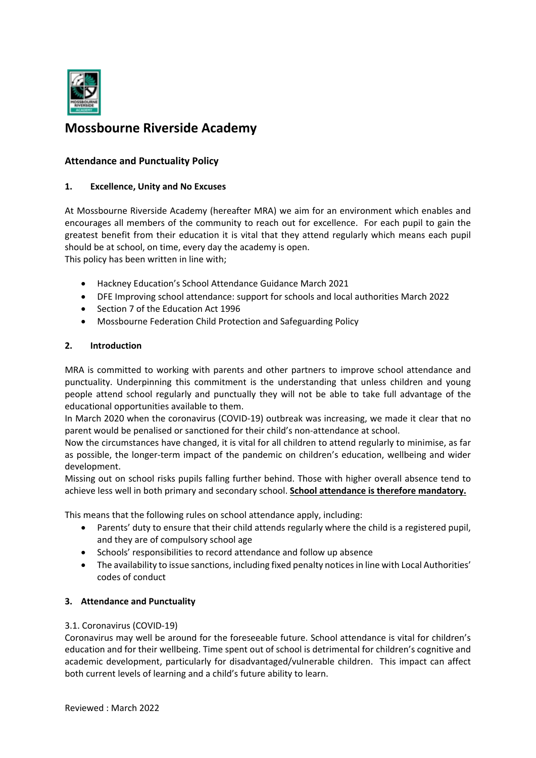# Mossbourne Riverside Academy

## Attendance and Punctuality Policy

### 1. Excellence, Unity and No Excuses

At Mossbourne Riverside Academy (hereafter MRA) we aim for an environment which enables and encourages all members of the community to reach out for excellence. For each pupil to gain the greatest benefit from their education it is vital that they attend regularly which means each pupil should be at school, on time, every day the academy is open.
This policy has been written in line with;

- Hackney Education's School Attendance Guidance March 2021
- DFE Improving school attendance: support for schools and local authorities March 2022
- Section 7 of the Education Act 1996
- Mossbourne Federation Child Protection and Safeguarding Policy

### 2. Introduction

MRA is committed to working with parents and other partners to improve school attendance and punctuality. Underpinning this commitment is the understanding that unless children and young people attend school regularly and punctually they will not be able to take full advantage of the educational opportunities available to them.
In March 2020 when the coronavirus (COVID-19) outbreak was increasing, we made it clear that no parent would be penalised or sanctioned for their child's non-attendance at school.
Now the circumstances have changed, it is vital for all children to attend regularly to minimise, as far as possible, the longer-term impact of the pandemic on children's education, wellbeing and wider development.
Missing out on school risks pupils falling further behind. Those with higher overall absence tend to achieve less well in both primary and secondary school. **School attendance is therefore mandatory.**

This means that the following rules on school attendance apply, including:

- Parents' duty to ensure that their child attends regularly where the child is a registered pupil, and they are of compulsory school age
- Schools' responsibilities to record attendance and follow up absence
- The availability to issue sanctions, including fixed penalty notices in line with Local Authorities' codes of conduct

### 3. Attendance and Punctuality

3.1. Coronavirus (COVID-19)
Coronavirus may well be around for the foreseeable future. School attendance is vital for children's education and for their wellbeing. Time spent out of school is detrimental for children's cognitive and academic development, particularly for disadvantaged/vulnerable children. This impact can affect both current levels of learning and a child's future ability to learn.

Reviewed : March 2022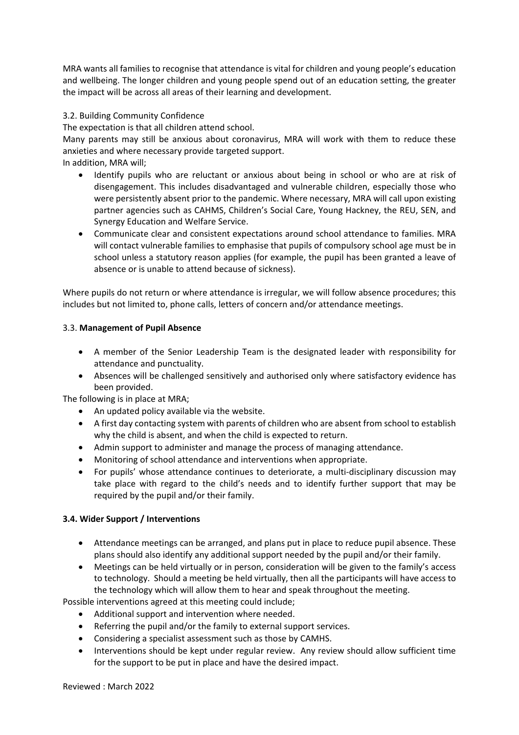MRA wants all families to recognise that attendance is vital for children and young people's education and wellbeing. The longer children and young people spend out of an education setting, the greater the impact will be across all areas of their learning and development.

3.2. Building Community Confidence

The expectation is that all children attend school.

Many parents may still be anxious about coronavirus, MRA will work with them to reduce these anxieties and where necessary provide targeted support.

In addition, MRA will;

- Identify pupils who are reluctant or anxious about being in school or who are at risk of disengagement. This includes disadvantaged and vulnerable children, especially those who were persistently absent prior to the pandemic. Where necessary, MRA will call upon existing partner agencies such as CAHMS, Children's Social Care, Young Hackney, the REU, SEN, and Synergy Education and Welfare Service.
- Communicate clear and consistent expectations around school attendance to families. MRA will contact vulnerable families to emphasise that pupils of compulsory school age must be in school unless a statutory reason applies (for example, the pupil has been granted a leave of absence or is unable to attend because of sickness).

Where pupils do not return or where attendance is irregular, we will follow absence procedures; this includes but not limited to, phone calls, letters of concern and/or attendance meetings.

3.3. **Management of Pupil Absence**

- A member of the Senior Leadership Team is the designated leader with responsibility for attendance and punctuality.
- Absences will be challenged sensitively and authorised only where satisfactory evidence has been provided.

The following is in place at MRA;

- An updated policy available via the website.
- A first day contacting system with parents of children who are absent from school to establish why the child is absent, and when the child is expected to return.
- Admin support to administer and manage the process of managing attendance.
- Monitoring of school attendance and interventions when appropriate.
- For pupils' whose attendance continues to deteriorate, a multi-disciplinary discussion may take place with regard to the child's needs and to identify further support that may be required by the pupil and/or their family.

**3.4. Wider Support / Interventions**

- Attendance meetings can be arranged, and plans put in place to reduce pupil absence. These plans should also identify any additional support needed by the pupil and/or their family.
- Meetings can be held virtually or in person, consideration will be given to the family's access to technology. Should a meeting be held virtually, then all the participants will have access to the technology which will allow them to hear and speak throughout the meeting.

Possible interventions agreed at this meeting could include;

- Additional support and intervention where needed.
- Referring the pupil and/or the family to external support services.
- Considering a specialist assessment such as those by CAMHS.
- Interventions should be kept under regular review. Any review should allow sufficient time for the support to be put in place and have the desired impact.

Reviewed : March 2022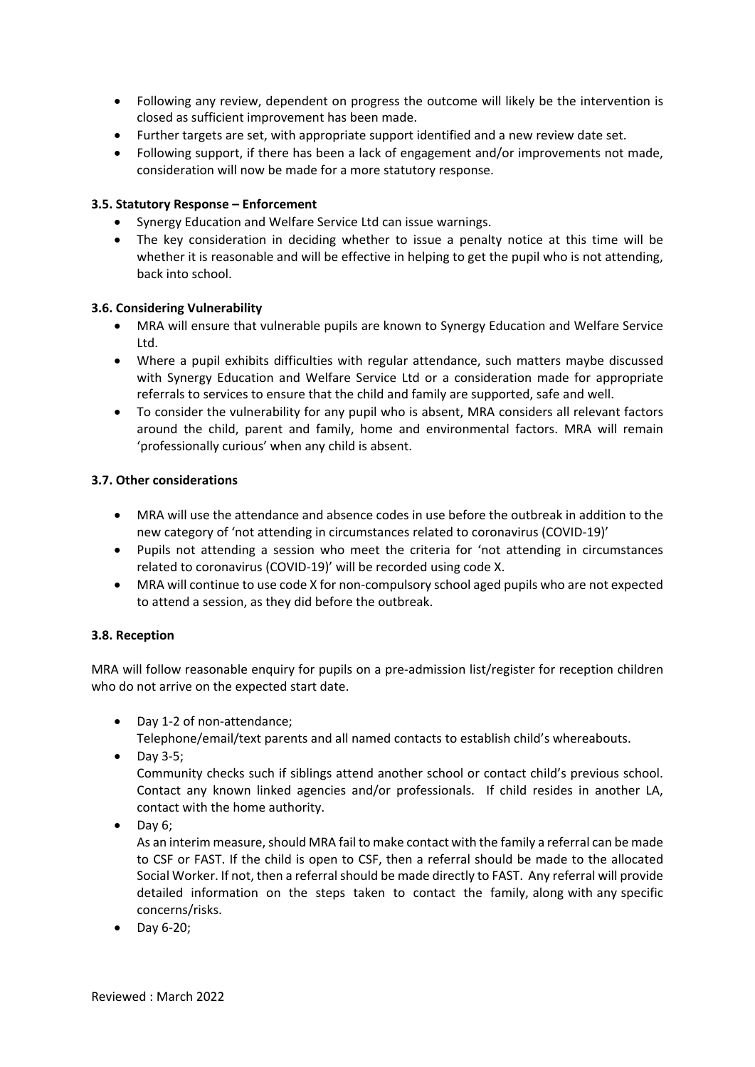- Following any review, dependent on progress the outcome will likely be the intervention is closed as sufficient improvement has been made.
- Further targets are set, with appropriate support identified and a new review date set.
- Following support, if there has been a lack of engagement and/or improvements not made, consideration will now be made for a more statutory response.

### 3.5. Statutory Response – Enforcement

- Synergy Education and Welfare Service Ltd can issue warnings.
- The key consideration in deciding whether to issue a penalty notice at this time will be whether it is reasonable and will be effective in helping to get the pupil who is not attending, back into school.

### 3.6. Considering Vulnerability

- MRA will ensure that vulnerable pupils are known to Synergy Education and Welfare Service Ltd.
- Where a pupil exhibits difficulties with regular attendance, such matters maybe discussed with Synergy Education and Welfare Service Ltd or a consideration made for appropriate referrals to services to ensure that the child and family are supported, safe and well.
- To consider the vulnerability for any pupil who is absent, MRA considers all relevant factors around the child, parent and family, home and environmental factors. MRA will remain 'professionally curious' when any child is absent.

### 3.7. Other considerations

- MRA will use the attendance and absence codes in use before the outbreak in addition to the new category of 'not attending in circumstances related to coronavirus (COVID-19)'
- Pupils not attending a session who meet the criteria for 'not attending in circumstances related to coronavirus (COVID-19)' will be recorded using code X.
- MRA will continue to use code X for non-compulsory school aged pupils who are not expected to attend a session, as they did before the outbreak.

### 3.8. Reception

MRA will follow reasonable enquiry for pupils on a pre-admission list/register for reception children who do not arrive on the expected start date.

- Day 1-2 of non-attendance;
  Telephone/email/text parents and all named contacts to establish child's whereabouts.
- Day 3-5;
  Community checks such if siblings attend another school or contact child's previous school. Contact any known linked agencies and/or professionals. If child resides in another LA, contact with the home authority.
- Day 6;
  As an interim measure, should MRA fail to make contact with the family a referral can be made to CSF or FAST. If the child is open to CSF, then a referral should be made to the allocated Social Worker. If not, then a referral should be made directly to FAST. Any referral will provide detailed information on the steps taken to contact the family, along with any specific concerns/risks.
- Day 6-20;

Reviewed : March 2022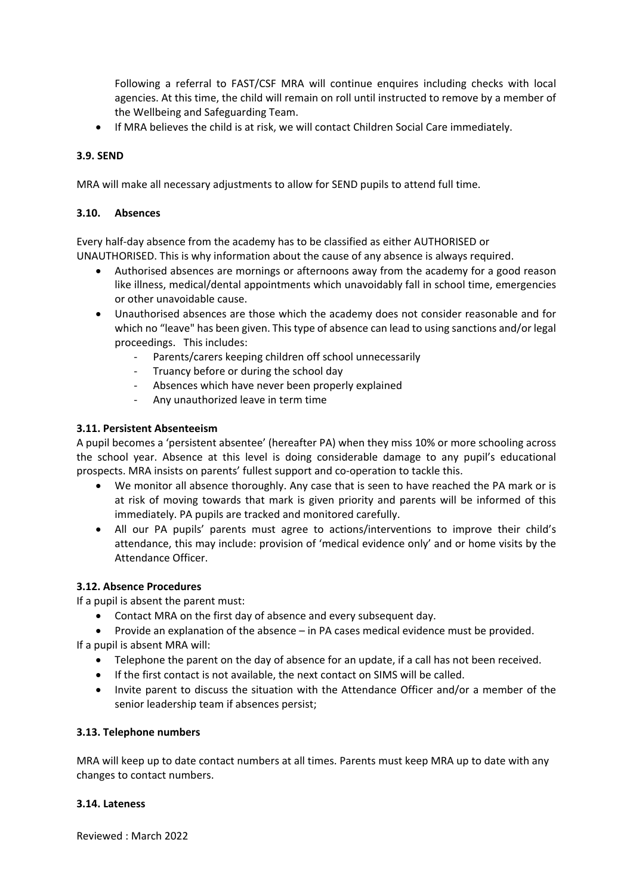Following a referral to FAST/CSF MRA will continue enquires including checks with local agencies. At this time, the child will remain on roll until instructed to remove by a member of the Wellbeing and Safeguarding Team.

- If MRA believes the child is at risk, we will contact Children Social Care immediately.

### 3.9. SEND

MRA will make all necessary adjustments to allow for SEND pupils to attend full time.

### 3.10. Absences

Every half-day absence from the academy has to be classified as either AUTHORISED or UNAUTHORISED. This is why information about the cause of any absence is always required.

- Authorised absences are mornings or afternoons away from the academy for a good reason like illness, medical/dental appointments which unavoidably fall in school time, emergencies or other unavoidable cause.
- Unauthorised absences are those which the academy does not consider reasonable and for which no "leave" has been given. This type of absence can lead to using sanctions and/or legal proceedings. This includes:
    - Parents/carers keeping children off school unnecessarily
    - Truancy before or during the school day
    - Absences which have never been properly explained
    - Any unauthorized leave in term time

### 3.11. Persistent Absenteeism

A pupil becomes a 'persistent absentee' (hereafter PA) when they miss 10% or more schooling across the school year. Absence at this level is doing considerable damage to any pupil's educational prospects. MRA insists on parents' fullest support and co-operation to tackle this.

- We monitor all absence thoroughly. Any case that is seen to have reached the PA mark or is at risk of moving towards that mark is given priority and parents will be informed of this immediately. PA pupils are tracked and monitored carefully.
- All our PA pupils' parents must agree to actions/interventions to improve their child's attendance, this may include: provision of 'medical evidence only' and or home visits by the Attendance Officer.

### 3.12. Absence Procedures

If a pupil is absent the parent must:

- Contact MRA on the first day of absence and every subsequent day.
- Provide an explanation of the absence – in PA cases medical evidence must be provided.

If a pupil is absent MRA will:

- Telephone the parent on the day of absence for an update, if a call has not been received.
- If the first contact is not available, the next contact on SIMS will be called.
- Invite parent to discuss the situation with the Attendance Officer and/or a member of the senior leadership team if absences persist;

### 3.13. Telephone numbers

MRA will keep up to date contact numbers at all times. Parents must keep MRA up to date with any changes to contact numbers.

### 3.14. Lateness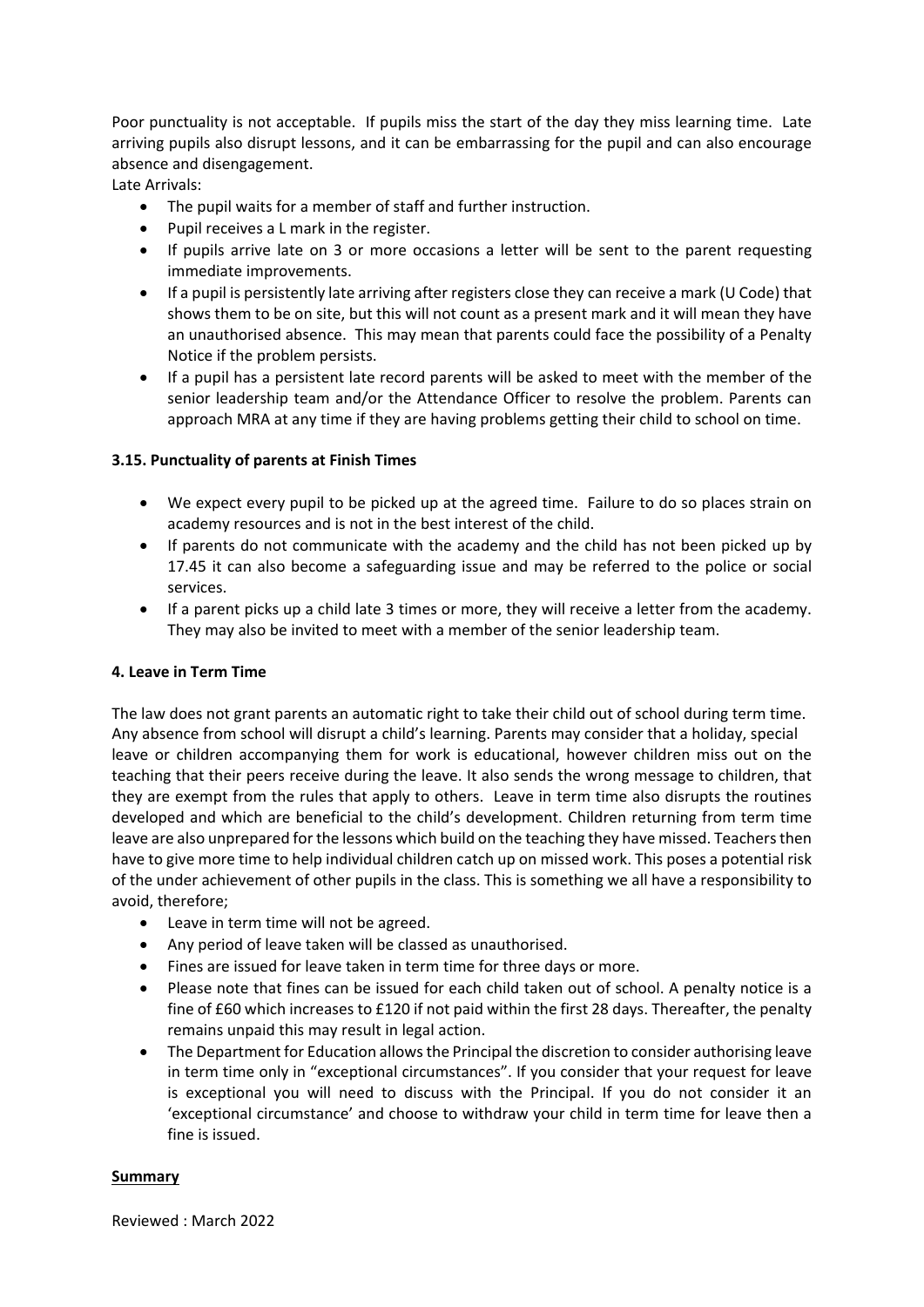Poor punctuality is not acceptable. If pupils miss the start of the day they miss learning time. Late arriving pupils also disrupt lessons, and it can be embarrassing for the pupil and can also encourage absence and disengagement.

Late Arrivals:

- The pupil waits for a member of staff and further instruction.
- Pupil receives a L mark in the register.
- If pupils arrive late on 3 or more occasions a letter will be sent to the parent requesting immediate improvements.
- If a pupil is persistently late arriving after registers close they can receive a mark (U Code) that shows them to be on site, but this will not count as a present mark and it will mean they have an unauthorised absence. This may mean that parents could face the possibility of a Penalty Notice if the problem persists.
- If a pupil has a persistent late record parents will be asked to meet with the member of the senior leadership team and/or the Attendance Officer to resolve the problem. Parents can approach MRA at any time if they are having problems getting their child to school on time.

### 3.15. Punctuality of parents at Finish Times

- We expect every pupil to be picked up at the agreed time. Failure to do so places strain on academy resources and is not in the best interest of the child.
- If parents do not communicate with the academy and the child has not been picked up by 17.45 it can also become a safeguarding issue and may be referred to the police or social services.
- If a parent picks up a child late 3 times or more, they will receive a letter from the academy. They may also be invited to meet with a member of the senior leadership team.

## 4. Leave in Term Time

The law does not grant parents an automatic right to take their child out of school during term time. Any absence from school will disrupt a child's learning. Parents may consider that a holiday, special leave or children accompanying them for work is educational, however children miss out on the teaching that their peers receive during the leave. It also sends the wrong message to children, that they are exempt from the rules that apply to others. Leave in term time also disrupts the routines developed and which are beneficial to the child's development. Children returning from term time leave are also unprepared for the lessons which build on the teaching they have missed. Teachers then have to give more time to help individual children catch up on missed work. This poses a potential risk of the under achievement of other pupils in the class. This is something we all have a responsibility to avoid, therefore;

- Leave in term time will not be agreed.
- Any period of leave taken will be classed as unauthorised.
- Fines are issued for leave taken in term time for three days or more.
- Please note that fines can be issued for each child taken out of school. A penalty notice is a fine of £60 which increases to £120 if not paid within the first 28 days. Thereafter, the penalty remains unpaid this may result in legal action.
- The Department for Education allows the Principal the discretion to consider authorising leave in term time only in "exceptional circumstances". If you consider that your request for leave is exceptional you will need to discuss with the Principal. If you do not consider it an 'exceptional circumstance' and choose to withdraw your child in term time for leave then a fine is issued.

**Summary**

Reviewed : March 2022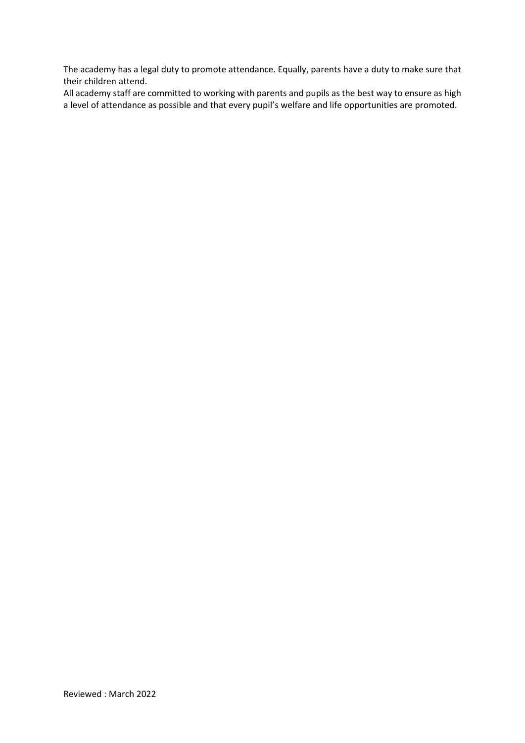The academy has a legal duty to promote attendance. Equally, parents have a duty to make sure that their children attend.

All academy staff are committed to working with parents and pupils as the best way to ensure as high a level of attendance as possible and that every pupil's welfare and life opportunities are promoted.

Reviewed : March 2022